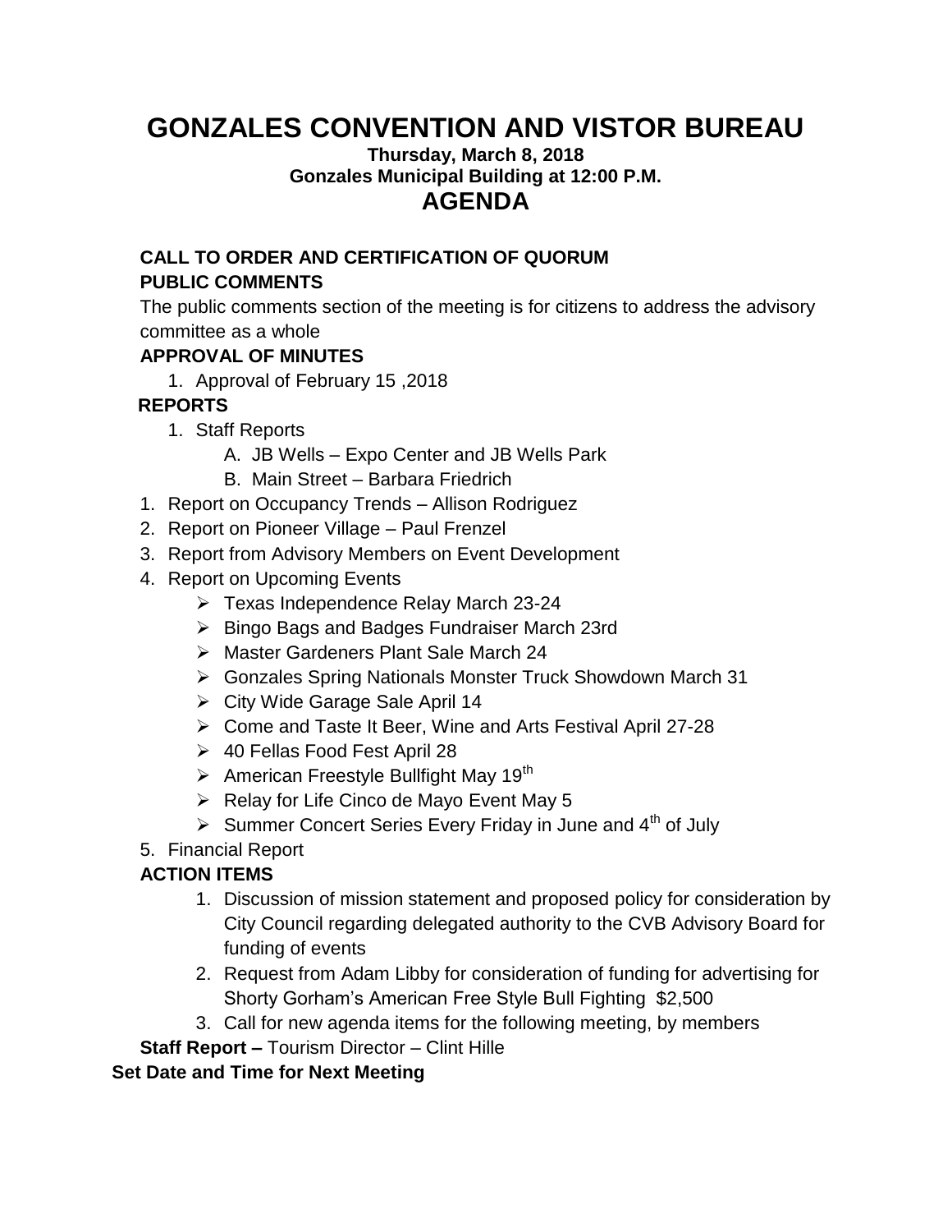# GONZALES CONVENTION AND VISTOR BUREAU

**Thursday, March 8, 2018**
**Gonzales Municipal Building at 12:00 P.M.**

## AGENDA

**CALL TO ORDER AND CERTIFICATION OF QUORUM**

**PUBLIC COMMENTS**

The public comments section of the meeting is for citizens to address the advisory committee as a whole

**APPROVAL OF MINUTES**

1. Approval of February 15 ,2018

**REPORTS**

1. Staff Reports
   - A. JB Wells – Expo Center and JB Wells Park
   - B. Main Street – Barbara Friedrich

1. Report on Occupancy Trends – Allison Rodriguez
2. Report on Pioneer Village – Paul Frenzel
3. Report from Advisory Members on Event Development
4. Report on Upcoming Events
   - Texas Independence Relay March 23-24
   - Bingo Bags and Badges Fundraiser March 23rd
   - Master Gardeners Plant Sale March 24
   - Gonzales Spring Nationals Monster Truck Showdown March 31
   - City Wide Garage Sale April 14
   - Come and Taste It Beer, Wine and Arts Festival April 27-28
   - 40 Fellas Food Fest April 28
   - American Freestyle Bullfight May 19th
   - Relay for Life Cinco de Mayo Event May 5
   - Summer Concert Series Every Friday in June and 4th of July
5. Financial Report

**ACTION ITEMS**

1. Discussion of mission statement and proposed policy for consideration by City Council regarding delegated authority to the CVB Advisory Board for funding of events
2. Request from Adam Libby for consideration of funding for advertising for Shorty Gorham's American Free Style Bull Fighting $2,500
3. Call for new agenda items for the following meeting, by members

**Staff Report –** Tourism Director – Clint Hille

**Set Date and Time for Next Meeting**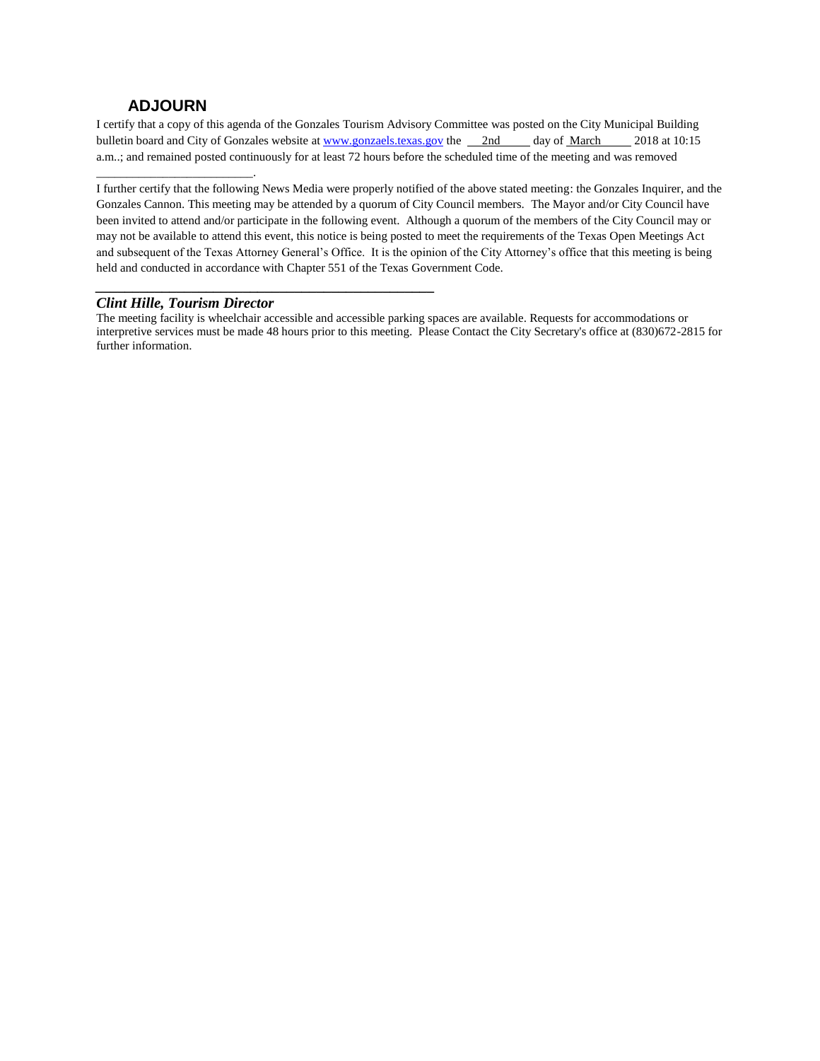## ADJOURN

I certify that a copy of this agenda of the Gonzales Tourism Advisory Committee was posted on the City Municipal Building bulletin board and City of Gonzales website at www.gonzaels.texas.gov the \_\_2nd\_\_\_\_\_ day of \_March\_\_\_\_\_ 2018 at 10:15 a.m..; and remained posted continuously for at least 72 hours before the scheduled time of the meeting and was removed \_\_\_\_\_\_\_\_\_\_\_\_\_\_\_\_\_\_\_\_\_\_\_\_\_.

I further certify that the following News Media were properly notified of the above stated meeting: the Gonzales Inquirer, and the Gonzales Cannon. This meeting may be attended by a quorum of City Council members. The Mayor and/or City Council have been invited to attend and/or participate in the following event. Although a quorum of the members of the City Council may or may not be available to attend this event, this notice is being posted to meet the requirements of the Texas Open Meetings Act and subsequent of the Texas Attorney General's Office. It is the opinion of the City Attorney's office that this meeting is being held and conducted in accordance with Chapter 551 of the Texas Government Code.

\_\_\_\_\_\_\_\_\_\_\_\_\_\_\_\_\_\_\_\_\_\_\_\_\_\_\_\_\_\_\_\_\_\_\_\_\_\_\_\_\_\_\_\_\_\_\_\_

***Clint Hille, Tourism Director***

The meeting facility is wheelchair accessible and accessible parking spaces are available. Requests for accommodations or interpretive services must be made 48 hours prior to this meeting. Please Contact the City Secretary's office at (830)672-2815 for further information.